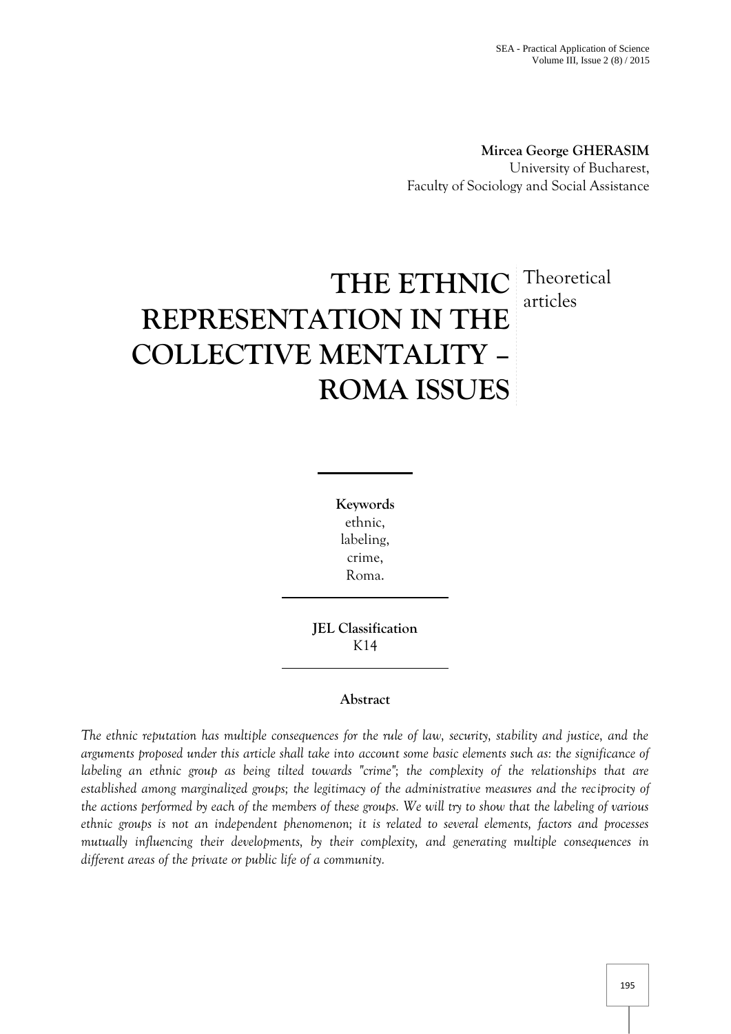**Mircea George GHERASIM**
University of Bucharest,
Faculty of Sociology and Social Assistance

# THE ETHNIC REPRESENTATION IN THE COLLECTIVE MENTALITY – ROMA ISSUES

Theoretical articles

**Keywords**
ethnic,
labeling,
crime,
Roma.

**JEL Classification**
K14

**Abstract**

*The ethnic reputation has multiple consequences for the rule of law, security, stability and justice, and the arguments proposed under this article shall take into account some basic elements such as: the significance of labeling an ethnic group as being tilted towards "crime"; the complexity of the relationships that are established among marginalized groups; the legitimacy of the administrative measures and the reciprocity of the actions performed by each of the members of these groups. We will try to show that the labeling of various ethnic groups is not an independent phenomenon; it is related to several elements, factors and processes mutually influencing their developments, by their complexity, and generating multiple consequences in different areas of the private or public life of a community.*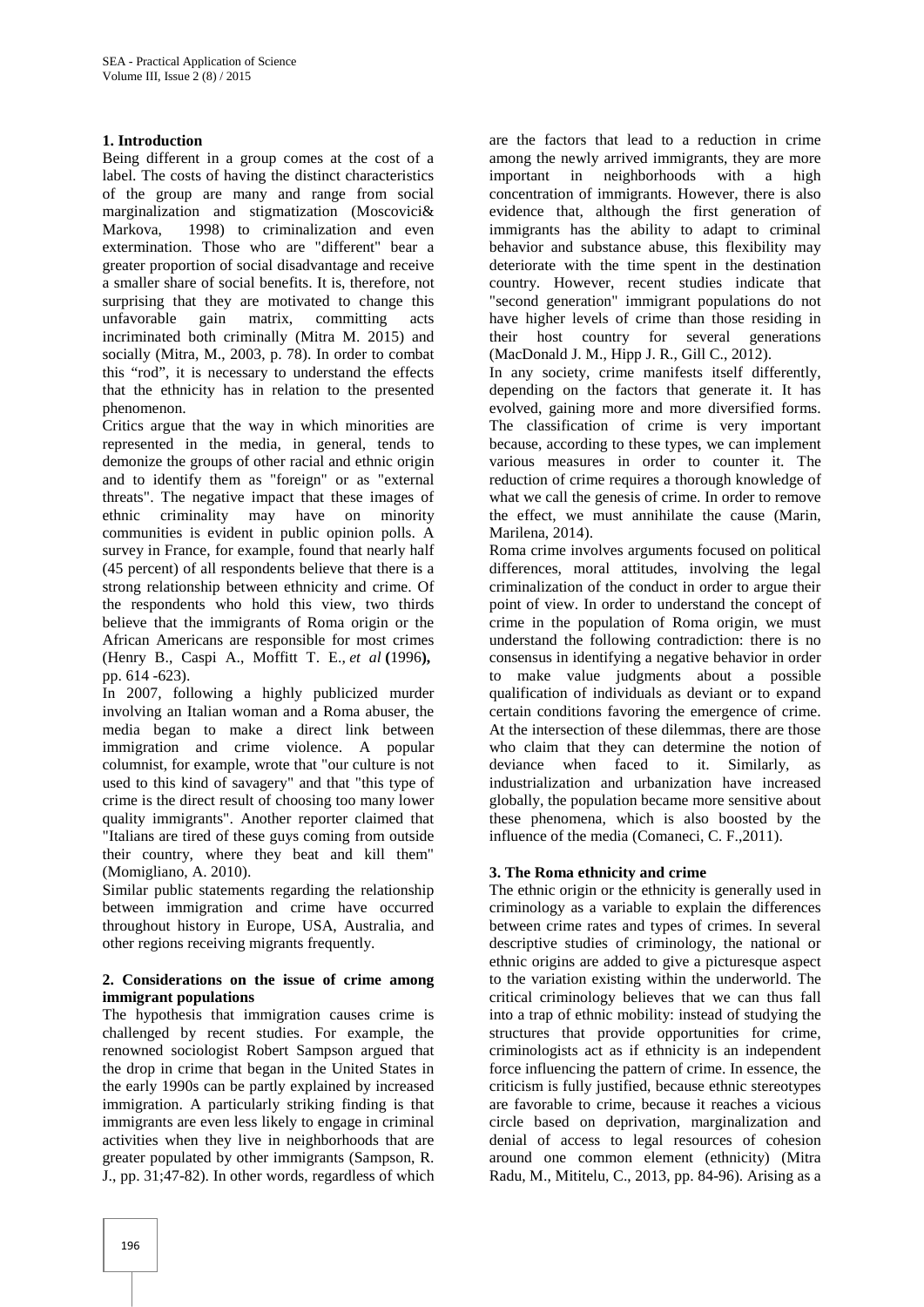## 1. Introduction

Being different in a group comes at the cost of a label. The costs of having the distinct characteristics of the group are many and range from social marginalization and stigmatization (Moscovici& Markova, 1998) to criminalization and even extermination. Those who are "different" bear a greater proportion of social disadvantage and receive a smaller share of social benefits. It is, therefore, not surprising that they are motivated to change this unfavorable gain matrix, committing acts incriminated both criminally (Mitra M. 2015) and socially (Mitra, M., 2003, p. 78). In order to combat this "rod", it is necessary to understand the effects that the ethnicity has in relation to the presented phenomenon.

Critics argue that the way in which minorities are represented in the media, in general, tends to demonize the groups of other racial and ethnic origin and to identify them as "foreign" or as "external threats". The negative impact that these images of ethnic criminality may have on minority communities is evident in public opinion polls. A survey in France, for example, found that nearly half (45 percent) of all respondents believe that there is a strong relationship between ethnicity and crime. Of the respondents who hold this view, two thirds believe that the immigrants of Roma origin or the African Americans are responsible for most crimes (Henry B., Caspi A., Moffitt T. E., *et al* **(**1996**),** pp. 614 -623).

In 2007, following a highly publicized murder involving an Italian woman and a Roma abuser, the media began to make a direct link between immigration and crime violence. A popular columnist, for example, wrote that "our culture is not used to this kind of savagery" and that "this type of crime is the direct result of choosing too many lower quality immigrants". Another reporter claimed that "Italians are tired of these guys coming from outside their country, where they beat and kill them" (Momigliano, A. 2010).

Similar public statements regarding the relationship between immigration and crime have occurred throughout history in Europe, USA, Australia, and other regions receiving migrants frequently.

## 2. Considerations on the issue of crime among immigrant populations

The hypothesis that immigration causes crime is challenged by recent studies. For example, the renowned sociologist Robert Sampson argued that the drop in crime that began in the United States in the early 1990s can be partly explained by increased immigration. A particularly striking finding is that immigrants are even less likely to engage in criminal activities when they live in neighborhoods that are greater populated by other immigrants (Sampson, R. J., pp. 31;47-82). In other words, regardless of which are the factors that lead to a reduction in crime among the newly arrived immigrants, they are more important in neighborhoods with a high concentration of immigrants. However, there is also evidence that, although the first generation of immigrants has the ability to adapt to criminal behavior and substance abuse, this flexibility may deteriorate with the time spent in the destination country. However, recent studies indicate that "second generation" immigrant populations do not have higher levels of crime than those residing in their host country for several generations (MacDonald J. M., Hipp J. R., Gill C., 2012).

In any society, crime manifests itself differently, depending on the factors that generate it. It has evolved, gaining more and more diversified forms. The classification of crime is very important because, according to these types, we can implement various measures in order to counter it. The reduction of crime requires a thorough knowledge of what we call the genesis of crime. In order to remove the effect, we must annihilate the cause (Marin, Marilena, 2014).

Roma crime involves arguments focused on political differences, moral attitudes, involving the legal criminalization of the conduct in order to argue their point of view. In order to understand the concept of crime in the population of Roma origin, we must understand the following contradiction: there is no consensus in identifying a negative behavior in order to make value judgments about a possible qualification of individuals as deviant or to expand certain conditions favoring the emergence of crime. At the intersection of these dilemmas, there are those who claim that they can determine the notion of deviance when faced to it. Similarly, as industrialization and urbanization have increased globally, the population became more sensitive about these phenomena, which is also boosted by the influence of the media (Comaneci, C. F.,2011).

## 3. The Roma ethnicity and crime

The ethnic origin or the ethnicity is generally used in criminology as a variable to explain the differences between crime rates and types of crimes. In several descriptive studies of criminology, the national or ethnic origins are added to give a picturesque aspect to the variation existing within the underworld. The critical criminology believes that we can thus fall into a trap of ethnic mobility: instead of studying the structures that provide opportunities for crime, criminologists act as if ethnicity is an independent force influencing the pattern of crime. In essence, the criticism is fully justified, because ethnic stereotypes are favorable to crime, because it reaches a vicious circle based on deprivation, marginalization and denial of access to legal resources of cohesion around one common element (ethnicity) (Mitra Radu, M., Mititelu, C., 2013, pp. 84-96). Arising as a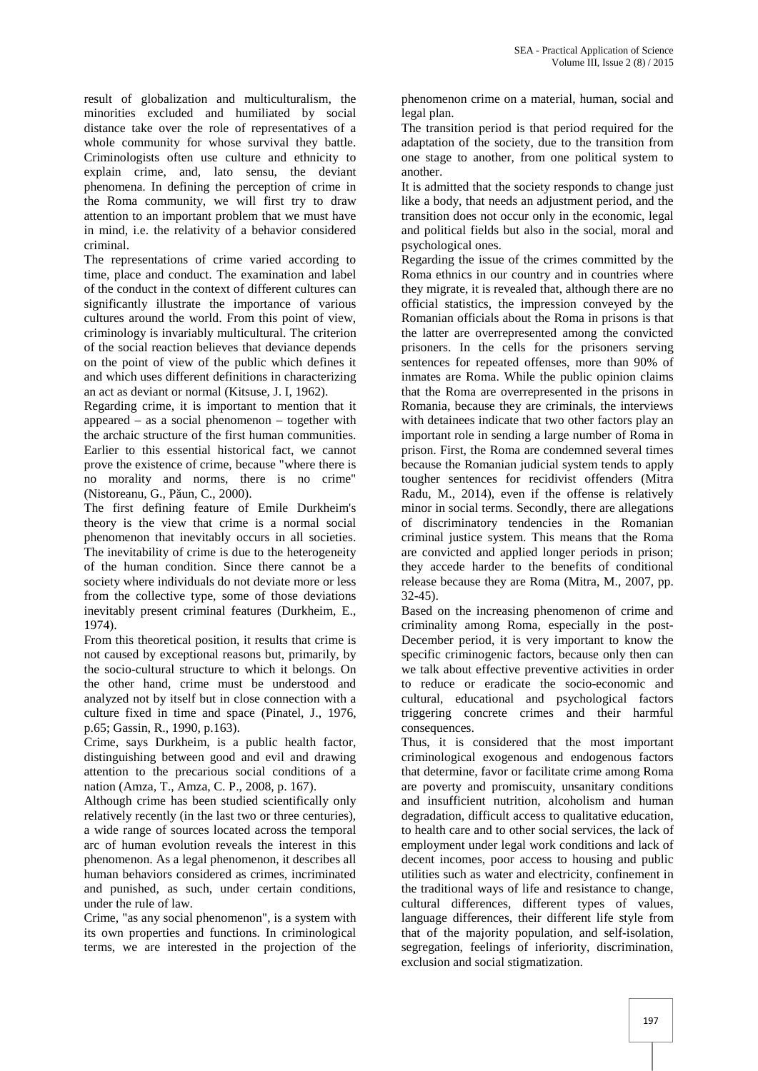result of globalization and multiculturalism, the minorities excluded and humiliated by social distance take over the role of representatives of a whole community for whose survival they battle. Criminologists often use culture and ethnicity to explain crime, and, lato sensu, the deviant phenomena. In defining the perception of crime in the Roma community, we will first try to draw attention to an important problem that we must have in mind, i.e. the relativity of a behavior considered criminal.

The representations of crime varied according to time, place and conduct. The examination and label of the conduct in the context of different cultures can significantly illustrate the importance of various cultures around the world. From this point of view, criminology is invariably multicultural. The criterion of the social reaction believes that deviance depends on the point of view of the public which defines it and which uses different definitions in characterizing an act as deviant or normal (Kitsuse, J. I, 1962).

Regarding crime, it is important to mention that it appeared – as a social phenomenon – together with the archaic structure of the first human communities. Earlier to this essential historical fact, we cannot prove the existence of crime, because "where there is no morality and norms, there is no crime" (Nistoreanu, G., Păun, C., 2000).

The first defining feature of Emile Durkheim's theory is the view that crime is a normal social phenomenon that inevitably occurs in all societies. The inevitability of crime is due to the heterogeneity of the human condition. Since there cannot be a society where individuals do not deviate more or less from the collective type, some of those deviations inevitably present criminal features (Durkheim, E., 1974).

From this theoretical position, it results that crime is not caused by exceptional reasons but, primarily, by the socio-cultural structure to which it belongs. On the other hand, crime must be understood and analyzed not by itself but in close connection with a culture fixed in time and space (Pinatel, J., 1976, p.65; Gassin, R., 1990, p.163).

Crime, says Durkheim, is a public health factor, distinguishing between good and evil and drawing attention to the precarious social conditions of a nation (Amza, T., Amza, C. P., 2008, p. 167).

Although crime has been studied scientifically only relatively recently (in the last two or three centuries), a wide range of sources located across the temporal arc of human evolution reveals the interest in this phenomenon. As a legal phenomenon, it describes all human behaviors considered as crimes, incriminated and punished, as such, under certain conditions, under the rule of law.

Crime, "as any social phenomenon", is a system with its own properties and functions. In criminological terms, we are interested in the projection of the phenomenon crime on a material, human, social and legal plan.

The transition period is that period required for the adaptation of the society, due to the transition from one stage to another, from one political system to another.

It is admitted that the society responds to change just like a body, that needs an adjustment period, and the transition does not occur only in the economic, legal and political fields but also in the social, moral and psychological ones.

Regarding the issue of the crimes committed by the Roma ethnics in our country and in countries where they migrate, it is revealed that, although there are no official statistics, the impression conveyed by the Romanian officials about the Roma in prisons is that the latter are overrepresented among the convicted prisoners. In the cells for the prisoners serving sentences for repeated offenses, more than 90% of inmates are Roma. While the public opinion claims that the Roma are overrepresented in the prisons in Romania, because they are criminals, the interviews with detainees indicate that two other factors play an important role in sending a large number of Roma in prison. First, the Roma are condemned several times because the Romanian judicial system tends to apply tougher sentences for recidivist offenders (Mitra Radu, M., 2014), even if the offense is relatively minor in social terms. Secondly, there are allegations of discriminatory tendencies in the Romanian criminal justice system. This means that the Roma are convicted and applied longer periods in prison; they accede harder to the benefits of conditional release because they are Roma (Mitra, M., 2007, pp. 32-45).

Based on the increasing phenomenon of crime and criminality among Roma, especially in the post-December period, it is very important to know the specific criminogenic factors, because only then can we talk about effective preventive activities in order to reduce or eradicate the socio-economic and cultural, educational and psychological factors triggering concrete crimes and their harmful consequences.

Thus, it is considered that the most important criminological exogenous and endogenous factors that determine, favor or facilitate crime among Roma are poverty and promiscuity, unsanitary conditions and insufficient nutrition, alcoholism and human degradation, difficult access to qualitative education, to health care and to other social services, the lack of employment under legal work conditions and lack of decent incomes, poor access to housing and public utilities such as water and electricity, confinement in the traditional ways of life and resistance to change, cultural differences, different types of values, language differences, their different life style from that of the majority population, and self-isolation, segregation, feelings of inferiority, discrimination, exclusion and social stigmatization.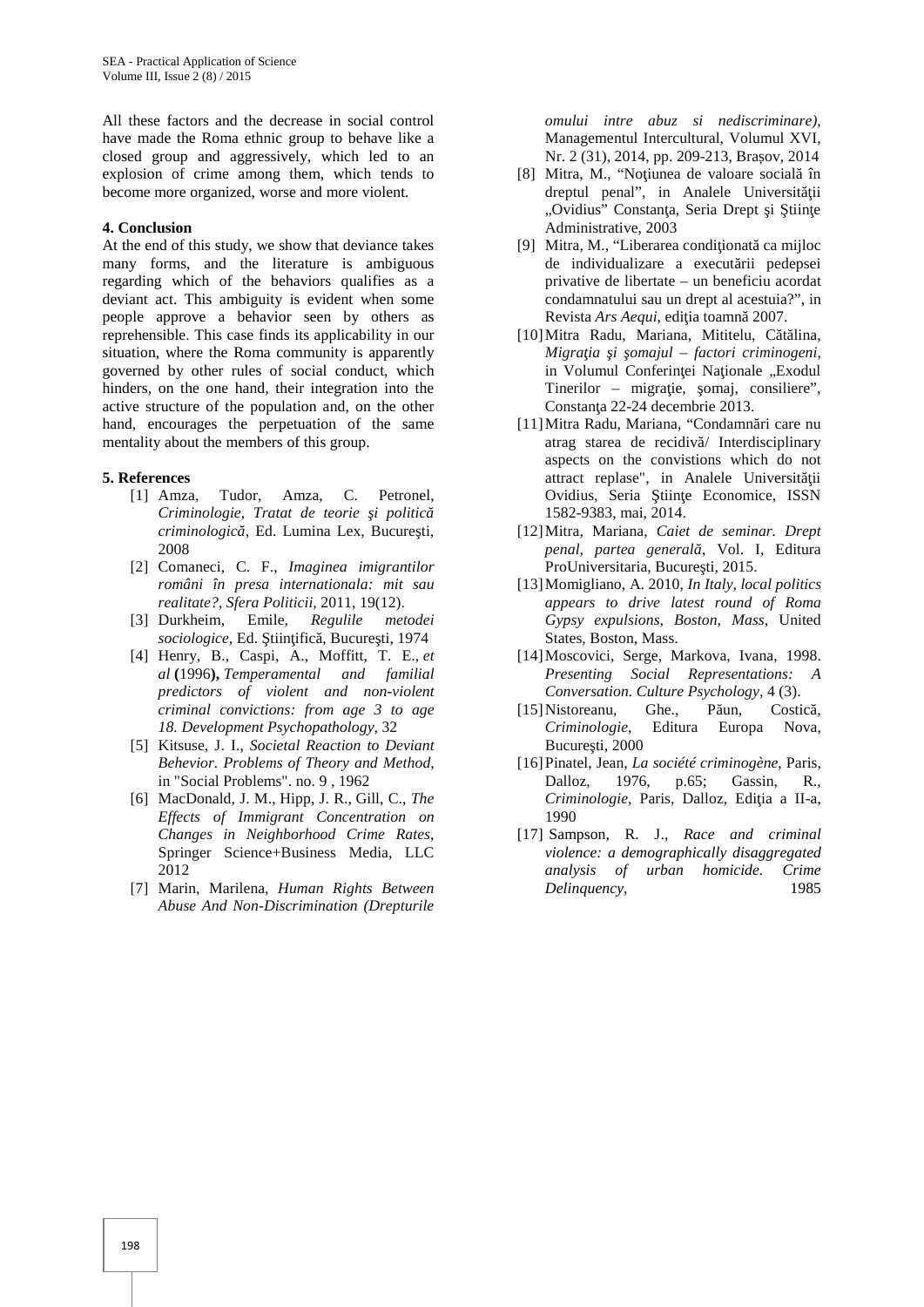All these factors and the decrease in social control have made the Roma ethnic group to behave like a closed group and aggressively, which led to an explosion of crime among them, which tends to become more organized, worse and more violent.

### 4. Conclusion

At the end of this study, we show that deviance takes many forms, and the literature is ambiguous regarding which of the behaviors qualifies as a deviant act. This ambiguity is evident when some people approve a behavior seen by others as reprehensible. This case finds its applicability in our situation, where the Roma community is apparently governed by other rules of social conduct, which hinders, on the one hand, their integration into the active structure of the population and, on the other hand, encourages the perpetuation of the same mentality about the members of this group.

### 5. References

[1] Amza, Tudor, Amza, C. Petronel, *Criminologie, Tratat de teorie şi politică criminologică*, Ed. Lumina Lex, Bucureşti, 2008

[2] Comaneci, C. F., *Imaginea imigrantilor români în presa internationala: mit sau realitate?, Sfera Politicii*, 2011, 19(12).

[3] Durkheim, Emile, *Regulile metodei sociologice*, Ed. Ştiinţifică, Bucureşti, 1974

[4] Henry, B., Caspi, A., Moffitt, T. E., *et al* **(**1996**)**, *Temperamental and familial predictors of violent and non-violent criminal convictions: from age 3 to age 18. Development Psychopathology*, 32

[5] Kitsuse, J. I., *Societal Reaction to Deviant Behavior. Problems of Theory and Method*, in "Social Problems". no. 9 , 1962

[6] MacDonald, J. M., Hipp, J. R., Gill, C., *The Effects of Immigrant Concentration on Changes in Neighborhood Crime Rates*, Springer Science+Business Media, LLC 2012

[7] Marin, Marilena, *Human Rights Between Abuse And Non-Discrimination (Drepturile omului intre abuz si nediscriminare)*, Managementul Intercultural, Volumul XVI, Nr. 2 (31), 2014, pp. 209-213, Brașov, 2014

[8] Mitra, M., "Noţiunea de valoare socială în dreptul penal", in Analele Universităţii „Ovidius" Constanţa, Seria Drept şi Ştiinţe Administrative, 2003

[9] Mitra, M., "Liberarea condiţionată ca mijloc de individualizare a executării pedepsei privative de libertate – un beneficiu acordat condamnatului sau un drept al acestuia?", in Revista *Ars Aequi*, ediţia toamnă 2007.

[10] Mitra Radu, Mariana, Mititelu, Cătălina, *Migraţia şi şomajul – factori criminogeni*, in Volumul Conferinţei Naţionale „Exodul Tinerilor – migraţie, şomaj, consiliere", Constanţa 22-24 decembrie 2013.

[11] Mitra Radu, Mariana, "Condamnări care nu atrag starea de recidivă/ Interdisciplinary aspects on the convistions which do not attract replase", in Analele Universităţii Ovidius, Seria Ştiinţe Economice, ISSN 1582-9383, mai, 2014.

[12] Mitra, Mariana, *Caiet de seminar. Drept penal, partea generală*, Vol. I, Editura ProUniversitaria, Bucureşti, 2015.

[13] Momigliano, A. 2010, *In Italy, local politics appears to drive latest round of Roma Gypsy expulsions, Boston, Mass*, United States, Boston, Mass.

[14] Moscovici, Serge, Markova, Ivana, 1998. *Presenting Social Representations: A Conversation. Culture Psychology*, 4 (3).

[15] Nistoreanu, Ghe., Păun, Costică, *Criminologie*, Editura Europa Nova, Bucureşti, 2000

[16] Pinatel, Jean, *La société criminogène*, Paris, Dalloz, 1976, p.65; Gassin, R., *Criminologie*, Paris, Dalloz, Ediţia a II-a, 1990

[17] Sampson, R. J., *Race and criminal violence: a demographically disaggregated analysis of urban homicide. Crime Delinquency,* 1985